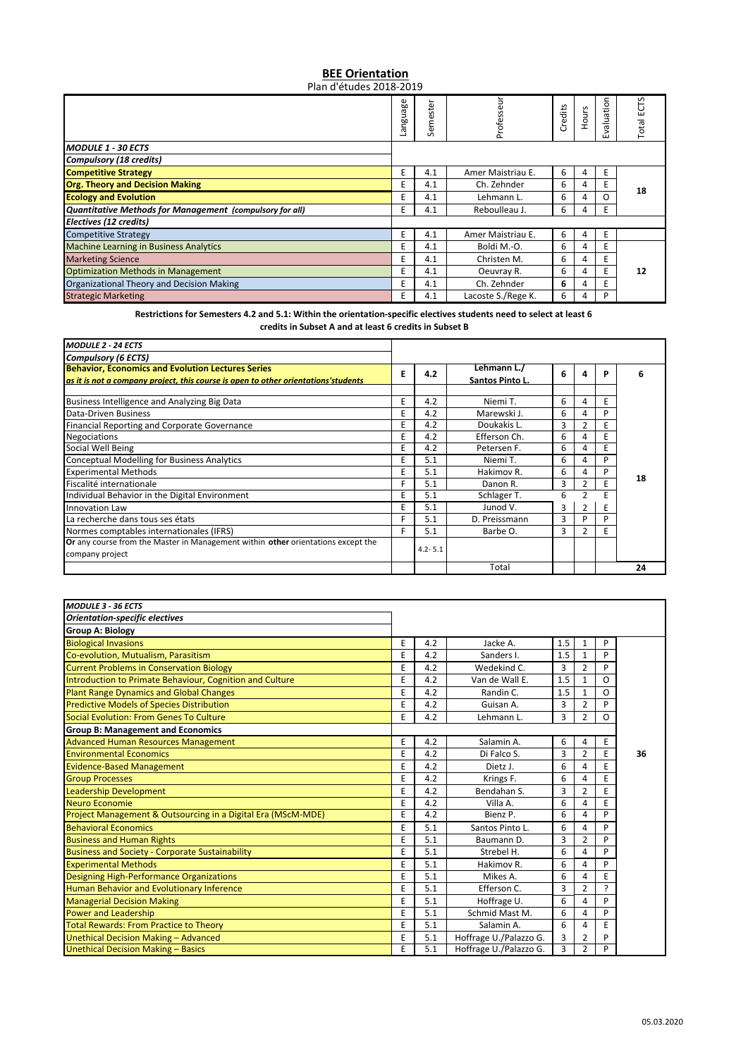# BEE Orientation

Plan d'études 2018-2019

| | Language | Semester | Professeur | Credits | Hours | Evaluation | Total ECTS |
|---|---|---|---|---|---|---|---|
| ***MODULE 1 - 30 ECTS*** | | | | | | | |
| ***Compulsory (18 credits)*** | | | | | | | |
| **Competitive Strategy** | E | 4.1 | Amer Maistriau E. | 6 | 4 | E | 18 |
| **Org. Theory and Decision Making** | E | 4.1 | Ch. Zehnder | 6 | 4 | E | |
| **Ecology and Evolution** | E | 4.1 | Lehmann L. | 6 | 4 | O | |
| ***Quantitative Methods for Management (compulsory for all)*** | E | 4.1 | Reboulleau J. | 6 | 4 | E | |
| ***Electives (12 credits)*** | | | | | | | |
| Competitive Strategy | E | 4.1 | Amer Maistriau E. | 6 | 4 | E | 12 |
| Machine Learning in Business Analytics | E | 4.1 | Boldi M.-O. | 6 | 4 | E | |
| Marketing Science | E | 4.1 | Christen M. | 6 | 4 | E | |
| Optimization Methods in Management | E | 4.1 | Oeuvray R. | 6 | 4 | E | |
| Organizational Theory and Decision Making | E | 4.1 | Ch. Zehnder | **6** | 4 | E | |
| Strategic Marketing | E | 4.1 | Lacoste S./Rege K. | 6 | 4 | P | |

**Restrictions for Semesters 4.2 and 5.1: Within the orientation-specific electives students need to select at least 6 credits in Subset A and at least 6 credits in Subset B**

| | Language | Semester | Professeur | Credits | Hours | Evaluation | Total ECTS |
|---|---|---|---|---|---|---|---|
| ***MODULE 2 - 24 ECTS*** | | | | | | | |
| ***Compulsory (6 ECTS)*** | | | | | | | |
| **Behavior, Economics and Evolution Lectures Series** ***as it is not a company project, this course is open to other orientations'students*** | **E** | **4.2** | **Lehmann L./ Santos Pinto L.** | **6** | **4** | **P** | **6** |
| Business Intelligence and Analyzing Big Data | E | 4.2 | Niemi T. | 6 | 4 | E | 18 |
| Data-Driven Business | E | 4.2 | Marewski J. | 6 | 4 | P | |
| Financial Reporting and Corporate Governance | E | 4.2 | Doukakis L. | 3 | 2 | E | |
| Negociations | E | 4.2 | Efferson Ch. | 6 | 4 | E | |
| Social Well Being | E | 4.2 | Petersen F. | 6 | 4 | E | |
| Conceptual Modelling for Business Analytics | E | 5.1 | Niemi T. | 6 | 4 | P | |
| Experimental Methods | E | 5.1 | Hakimov R. | 6 | 4 | P | |
| Fiscalité internationale | F | 5.1 | Danon R. | 3 | 2 | E | |
| Individual Behavior in the Digital Environment | E | 5.1 | Schlager T. | 6 | 2 | E | |
| Innovation Law | E | 5.1 | Junod V. | 3 | 2 | E | |
| La recherche dans tous ses états | F | 5.1 | D. Preissmann | 3 | P | P | |
| Normes comptables internationales (IFRS) | F | 5.1 | Barbe O. | 3 | 2 | E | |
| **Or** any course from the Master in Management within **other** orientations except the company project | | 4.2- 5.1 | | | | | |
| | | | Total | | | | **24** |

| | Language | Semester | Professeur | Credits | Hours | Evaluation | Total ECTS |
|---|---|---|---|---|---|---|---|
| ***MODULE 3 - 36 ECTS*** | | | | | | | |
| ***Orientation-specific electives*** | | | | | | | |
| **Group A: Biology** | | | | | | | |
| Biological Invasions | E | 4.2 | Jacke A. | 1.5 | 1 | P | 36 |
| Co-evolution, Mutualism, Parasitism | E | 4.2 | Sanders I. | 1.5 | 1 | P | |
| Current Problems in Conservation Biology | E | 4.2 | Wedekind C. | 3 | 2 | P | |
| Introduction to Primate Behaviour, Cognition and Culture | E | 4.2 | Van de Wall E. | 1.5 | 1 | O | |
| Plant Range Dynamics and Global Changes | E | 4.2 | Randin C. | 1.5 | 1 | O | |
| Predictive Models of Species Distribution | E | 4.2 | Guisan A. | 3 | 2 | P | |
| Social Evolution: From Genes To Culture | E | 4.2 | Lehmann L. | 3 | 2 | O | |
| **Group B: Management and Economics** | | | | | | | |
| Advanced Human Resources Management | E | 4.2 | Salamin A. | 6 | 4 | E | |
| Environmental Economics | E | 4.2 | Di Falco S. | 3 | 2 | E | |
| Evidence-Based Management | E | 4.2 | Dietz J. | 6 | 4 | E | |
| Group Processes | E | 4.2 | Krings F. | 6 | 4 | E | |
| Leadership Development | E | 4.2 | Bendahan S. | 3 | 2 | E | |
| Neuro Economie | E | 4.2 | Villa A. | 6 | 4 | E | |
| Project Management & Outsourcing in a Digital Era (MScM-MDE) | E | 4.2 | Bienz P. | 6 | 4 | P | |
| Behavioral Economics | E | 5.1 | Santos Pinto L. | 6 | 4 | P | |
| Business and Human Rights | E | 5.1 | Baumann D. | 3 | 2 | P | |
| Business and Society - Corporate Sustainability | E | 5.1 | Strebel H. | 6 | 4 | P | |
| Experimental Methods | E | 5.1 | Hakimov R. | 6 | 4 | P | |
| Designing High-Performance Organizations | E | 5.1 | Mikes A. | 6 | 4 | E | |
| Human Behavior and Evolutionary Inference | E | 5.1 | Efferson C. | 3 | 2 | ? | |
| Managerial Decision Making | E | 5.1 | Hoffrage U. | 6 | 4 | P | |
| Power and Leadership | E | 5.1 | Schmid Mast M. | 6 | 4 | P | |
| Total Rewards: From Practice to Theory | E | 5.1 | Salamin A. | 6 | 4 | E | |
| Unethical Decision Making – Advanced | E | 5.1 | Hoffrage U./Palazzo G. | 3 | 2 | P | |
| Unethical Decision Making – Basics | E | 5.1 | Hoffrage U./Palazzo G. | 3 | 2 | P | |

05.03.2020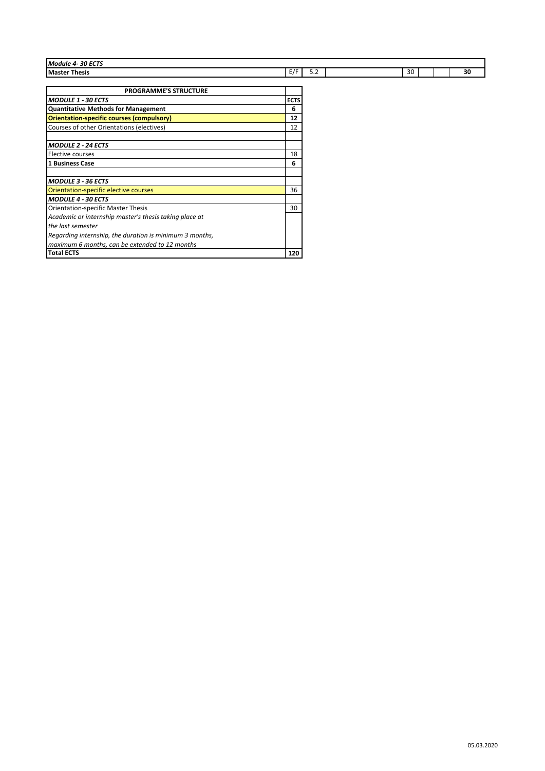| | | | | | | | |
|---|---|---|---|---|---|---|---|
| *Module 4- 30 ECTS* | | | | | | | |
| **Master Thesis** | E/F | 5.2 | | 30 | | | **30** |

| **PROGRAMME'S STRUCTURE** | |
|---|---|
| ***MODULE 1 - 30 ECTS*** | **ECTS** |
| **Quantitative Methods for Management** | **6** |
| **Orientation-specific courses (compulsory)** | **12** |
| Courses of other Orientations (electives) | 12 |
| | |
| ***MODULE 2 - 24 ECTS*** | |
| Elective courses | 18 |
| **1 Business Case** | **6** |
| | |
| ***MODULE 3 - 36 ECTS*** | |
| Orientation-specific elective courses | 36 |
| ***MODULE 4 - 30 ECTS*** | |
| Orientation-specific Master Thesis | 30 |
| *Academic or internship master's thesis taking place at the last semester* | |
| *Regarding internship, the duration is minimum 3 months, maximum 6 months, can be extended to 12 months* | |
| **Total ECTS** | **120** |

05.03.2020